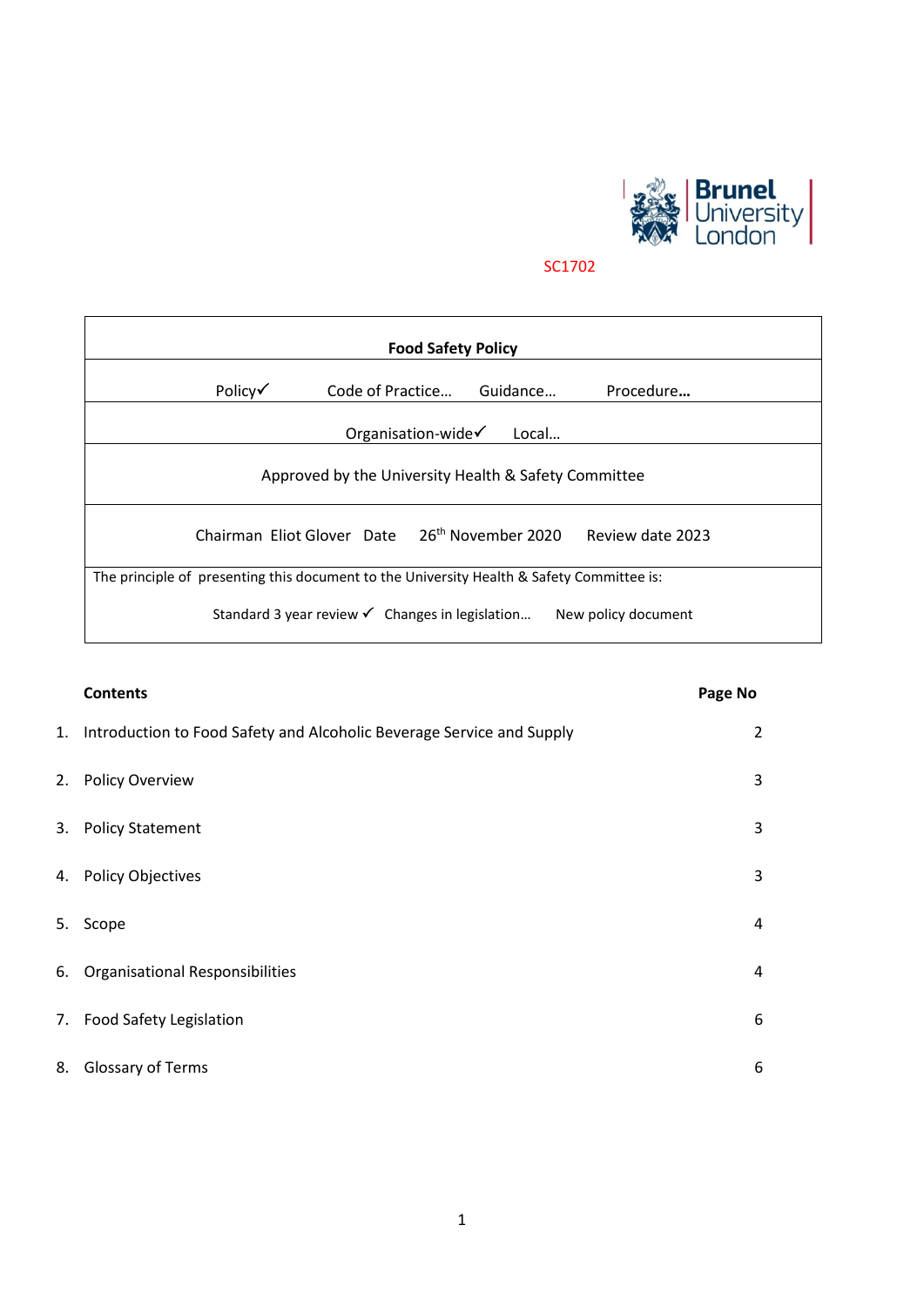SC1702

| Food Safety Policy |
|---|
| Policy✓ Code of Practice… Guidance… Procedure… |
| Organisation-wide✓ Local… |
| Approved by the University Health & Safety Committee |
| Chairman Eliot Glover Date 26th November 2020 Review date 2023 |
| The principle of presenting this document to the University Health & Safety Committee is: Standard 3 year review ✓ Changes in legislation… New policy document |

| | Contents | Page No |
|---|---|---|
| 1. | Introduction to Food Safety and Alcoholic Beverage Service and Supply | 2 |
| 2. | Policy Overview | 3 |
| 3. | Policy Statement | 3 |
| 4. | Policy Objectives | 3 |
| 5. | Scope | 4 |
| 6. | Organisational Responsibilities | 4 |
| 7. | Food Safety Legislation | 6 |
| 8. | Glossary of Terms | 6 |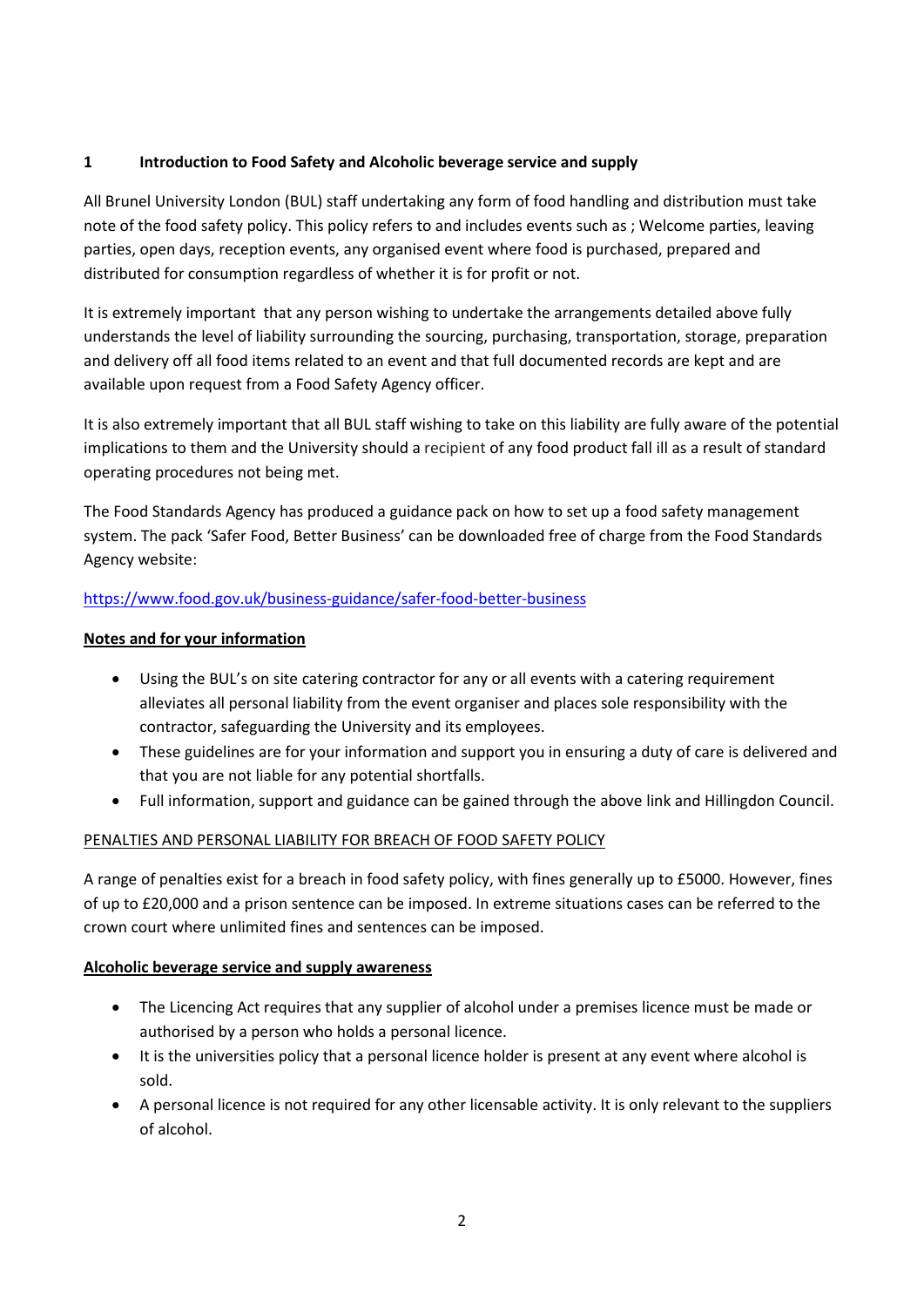## 1 Introduction to Food Safety and Alcoholic beverage service and supply

All Brunel University London (BUL) staff undertaking any form of food handling and distribution must take note of the food safety policy. This policy refers to and includes events such as ; Welcome parties, leaving parties, open days, reception events, any organised event where food is purchased, prepared and distributed for consumption regardless of whether it is for profit or not.

It is extremely important that any person wishing to undertake the arrangements detailed above fully understands the level of liability surrounding the sourcing, purchasing, transportation, storage, preparation and delivery off all food items related to an event and that full documented records are kept and are available upon request from a Food Safety Agency officer.

It is also extremely important that all BUL staff wishing to take on this liability are fully aware of the potential implications to them and the University should a recipient of any food product fall ill as a result of standard operating procedures not being met.

The Food Standards Agency has produced a guidance pack on how to set up a food safety management system. The pack 'Safer Food, Better Business' can be downloaded free of charge from the Food Standards Agency website:

https://www.food.gov.uk/business-guidance/safer-food-better-business

**Notes and for your information**

- Using the BUL's on site catering contractor for any or all events with a catering requirement alleviates all personal liability from the event organiser and places sole responsibility with the contractor, safeguarding the University and its employees.
- These guidelines are for your information and support you in ensuring a duty of care is delivered and that you are not liable for any potential shortfalls.
- Full information, support and guidance can be gained through the above link and Hillingdon Council.

PENALTIES AND PERSONAL LIABILITY FOR BREACH OF FOOD SAFETY POLICY

A range of penalties exist for a breach in food safety policy, with fines generally up to £5000. However, fines of up to £20,000 and a prison sentence can be imposed. In extreme situations cases can be referred to the crown court where unlimited fines and sentences can be imposed.

**Alcoholic beverage service and supply awareness**

- The Licencing Act requires that any supplier of alcohol under a premises licence must be made or authorised by a person who holds a personal licence.
- It is the universities policy that a personal licence holder is present at any event where alcohol is sold.
- A personal licence is not required for any other licensable activity. It is only relevant to the suppliers of alcohol.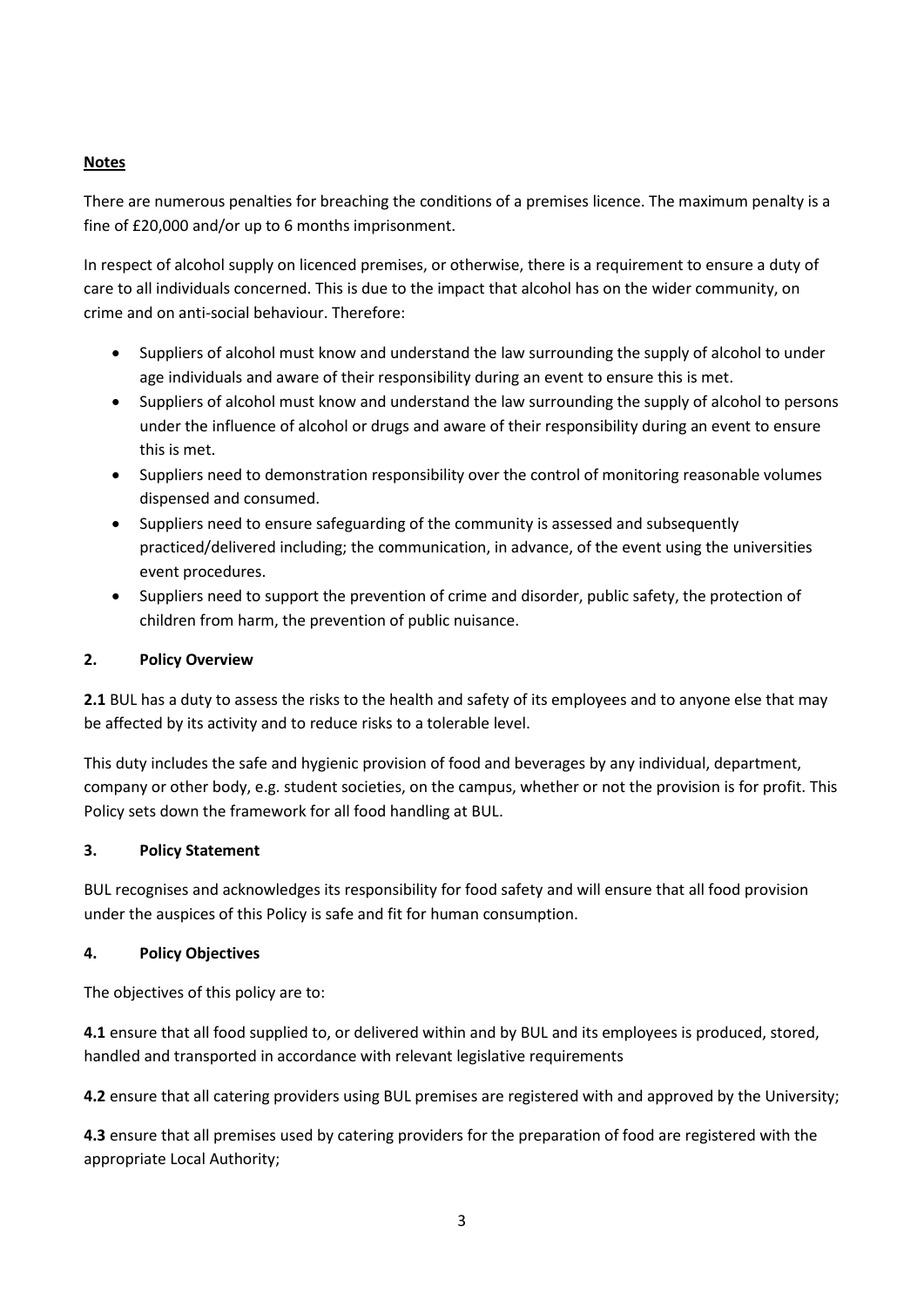**Notes**

There are numerous penalties for breaching the conditions of a premises licence. The maximum penalty is a fine of £20,000 and/or up to 6 months imprisonment.

In respect of alcohol supply on licenced premises, or otherwise, there is a requirement to ensure a duty of care to all individuals concerned. This is due to the impact that alcohol has on the wider community, on crime and on anti-social behaviour. Therefore:

- Suppliers of alcohol must know and understand the law surrounding the supply of alcohol to under age individuals and aware of their responsibility during an event to ensure this is met.
- Suppliers of alcohol must know and understand the law surrounding the supply of alcohol to persons under the influence of alcohol or drugs and aware of their responsibility during an event to ensure this is met.
- Suppliers need to demonstration responsibility over the control of monitoring reasonable volumes dispensed and consumed.
- Suppliers need to ensure safeguarding of the community is assessed and subsequently practiced/delivered including; the communication, in advance, of the event using the universities event procedures.
- Suppliers need to support the prevention of crime and disorder, public safety, the protection of children from harm, the prevention of public nuisance.

## 2. Policy Overview

**2.1** BUL has a duty to assess the risks to the health and safety of its employees and to anyone else that may be affected by its activity and to reduce risks to a tolerable level.

This duty includes the safe and hygienic provision of food and beverages by any individual, department, company or other body, e.g. student societies, on the campus, whether or not the provision is for profit. This Policy sets down the framework for all food handling at BUL.

## 3. Policy Statement

BUL recognises and acknowledges its responsibility for food safety and will ensure that all food provision under the auspices of this Policy is safe and fit for human consumption.

## 4. Policy Objectives

The objectives of this policy are to:

**4.1** ensure that all food supplied to, or delivered within and by BUL and its employees is produced, stored, handled and transported in accordance with relevant legislative requirements

**4.2** ensure that all catering providers using BUL premises are registered with and approved by the University;

**4.3** ensure that all premises used by catering providers for the preparation of food are registered with the appropriate Local Authority;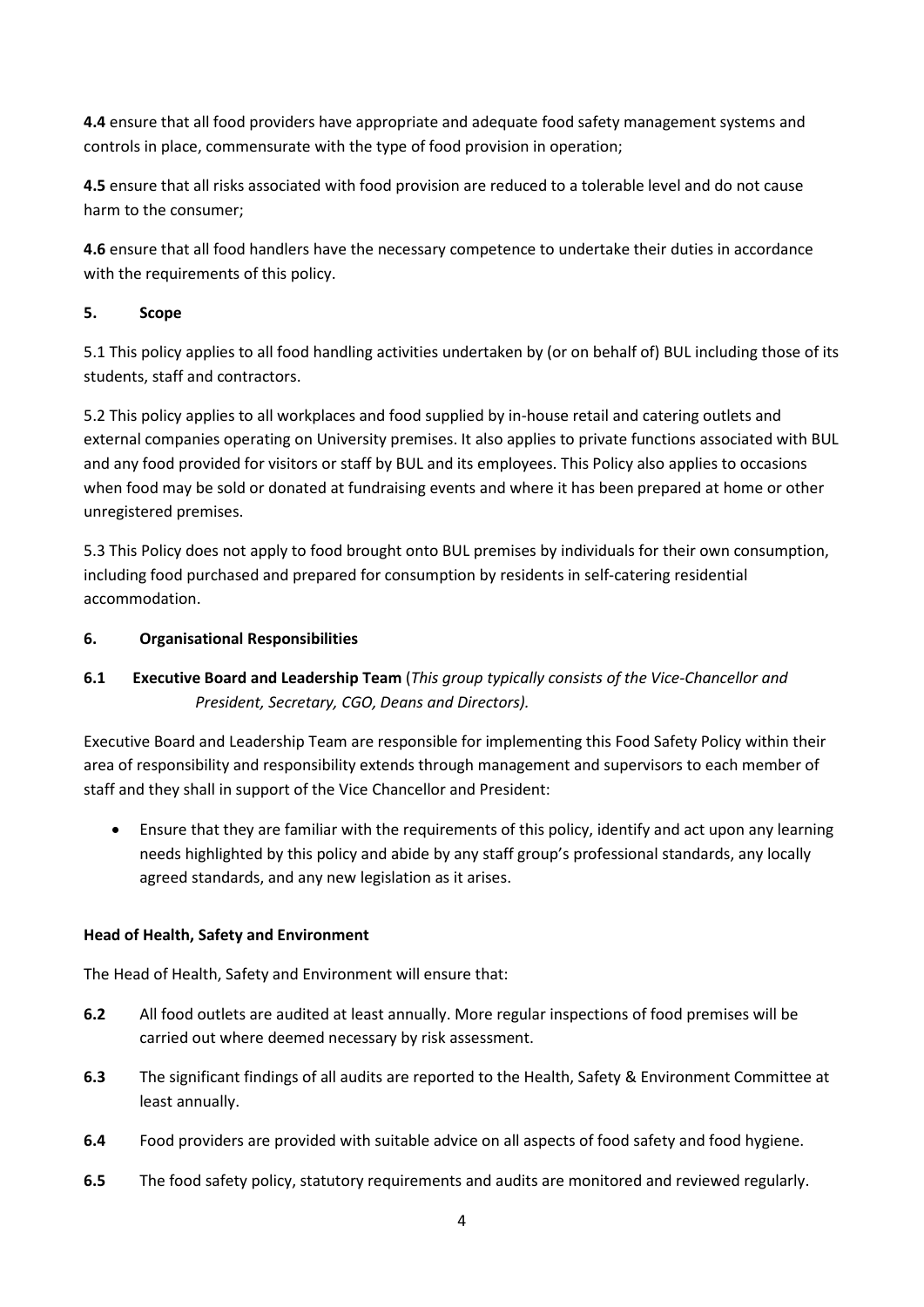**4.4** ensure that all food providers have appropriate and adequate food safety management systems and controls in place, commensurate with the type of food provision in operation;

**4.5** ensure that all risks associated with food provision are reduced to a tolerable level and do not cause harm to the consumer;

**4.6** ensure that all food handlers have the necessary competence to undertake their duties in accordance with the requirements of this policy.

## 5. Scope

5.1 This policy applies to all food handling activities undertaken by (or on behalf of) BUL including those of its students, staff and contractors.

5.2 This policy applies to all workplaces and food supplied by in-house retail and catering outlets and external companies operating on University premises. It also applies to private functions associated with BUL and any food provided for visitors or staff by BUL and its employees. This Policy also applies to occasions when food may be sold or donated at fundraising events and where it has been prepared at home or other unregistered premises.

5.3 This Policy does not apply to food brought onto BUL premises by individuals for their own consumption, including food purchased and prepared for consumption by residents in self-catering residential accommodation.

## 6. Organisational Responsibilities

### 6.1 Executive Board and Leadership Team (*This group typically consists of the Vice-Chancellor and President, Secretary, CGO, Deans and Directors).*

Executive Board and Leadership Team are responsible for implementing this Food Safety Policy within their area of responsibility and responsibility extends through management and supervisors to each member of staff and they shall in support of the Vice Chancellor and President:

- Ensure that they are familiar with the requirements of this policy, identify and act upon any learning needs highlighted by this policy and abide by any staff group's professional standards, any locally agreed standards, and any new legislation as it arises.

### Head of Health, Safety and Environment

The Head of Health, Safety and Environment will ensure that:

**6.2** All food outlets are audited at least annually. More regular inspections of food premises will be carried out where deemed necessary by risk assessment.

**6.3** The significant findings of all audits are reported to the Health, Safety & Environment Committee at least annually.

**6.4** Food providers are provided with suitable advice on all aspects of food safety and food hygiene.

**6.5** The food safety policy, statutory requirements and audits are monitored and reviewed regularly.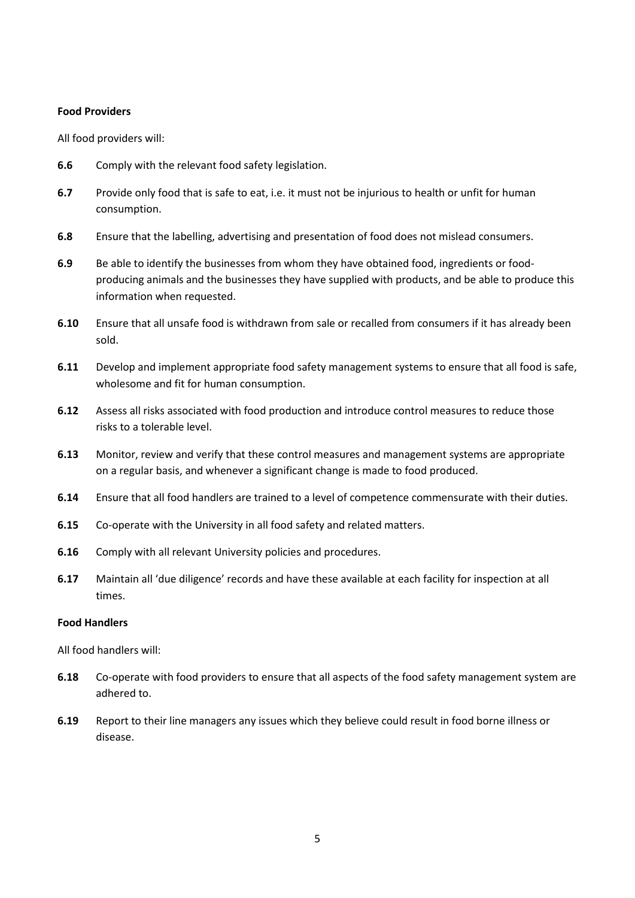**Food Providers**

All food providers will:

**6.6** Comply with the relevant food safety legislation.

**6.7** Provide only food that is safe to eat, i.e. it must not be injurious to health or unfit for human consumption.

**6.8** Ensure that the labelling, advertising and presentation of food does not mislead consumers.

**6.9** Be able to identify the businesses from whom they have obtained food, ingredients or food-producing animals and the businesses they have supplied with products, and be able to produce this information when requested.

**6.10** Ensure that all unsafe food is withdrawn from sale or recalled from consumers if it has already been sold.

**6.11** Develop and implement appropriate food safety management systems to ensure that all food is safe, wholesome and fit for human consumption.

**6.12** Assess all risks associated with food production and introduce control measures to reduce those risks to a tolerable level.

**6.13** Monitor, review and verify that these control measures and management systems are appropriate on a regular basis, and whenever a significant change is made to food produced.

**6.14** Ensure that all food handlers are trained to a level of competence commensurate with their duties.

**6.15** Co-operate with the University in all food safety and related matters.

**6.16** Comply with all relevant University policies and procedures.

**6.17** Maintain all 'due diligence' records and have these available at each facility for inspection at all times.

**Food Handlers**

All food handlers will:

**6.18** Co-operate with food providers to ensure that all aspects of the food safety management system are adhered to.

**6.19** Report to their line managers any issues which they believe could result in food borne illness or disease.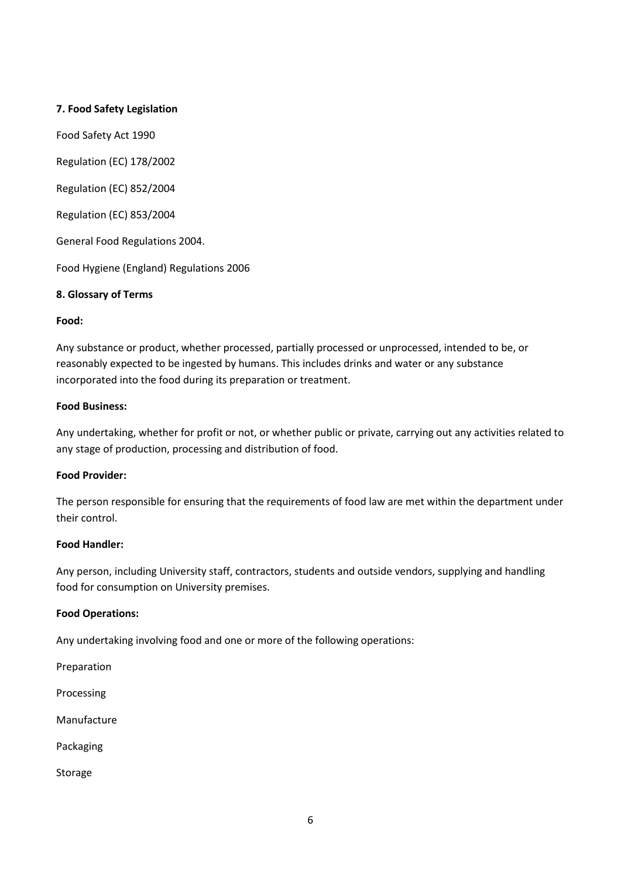**7. Food Safety Legislation**

Food Safety Act 1990

Regulation (EC) 178/2002

Regulation (EC) 852/2004

Regulation (EC) 853/2004

General Food Regulations 2004.

Food Hygiene (England) Regulations 2006

**8. Glossary of Terms**

**Food:**

Any substance or product, whether processed, partially processed or unprocessed, intended to be, or reasonably expected to be ingested by humans. This includes drinks and water or any substance incorporated into the food during its preparation or treatment.

**Food Business:**

Any undertaking, whether for profit or not, or whether public or private, carrying out any activities related to any stage of production, processing and distribution of food.

**Food Provider:**

The person responsible for ensuring that the requirements of food law are met within the department under their control.

**Food Handler:**

Any person, including University staff, contractors, students and outside vendors, supplying and handling food for consumption on University premises.

**Food Operations:**

Any undertaking involving food and one or more of the following operations:

Preparation

Processing

Manufacture

Packaging

Storage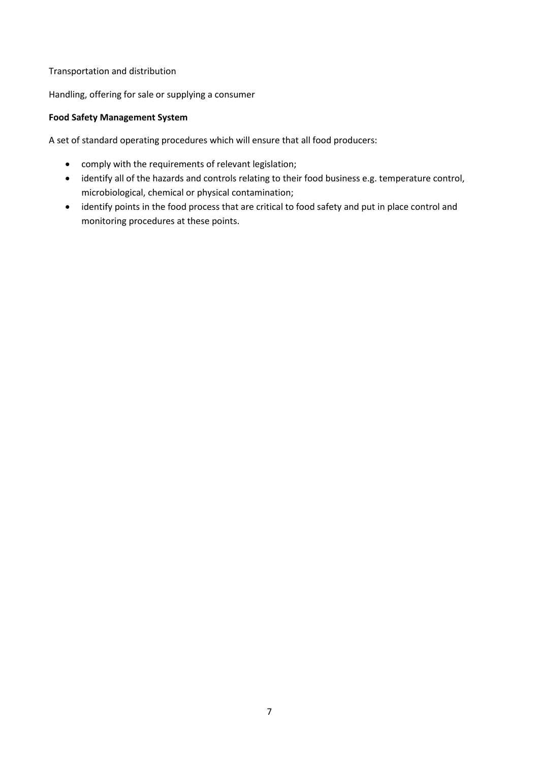Transportation and distribution

Handling, offering for sale or supplying a consumer

**Food Safety Management System**

A set of standard operating procedures which will ensure that all food producers:

- comply with the requirements of relevant legislation;
- identify all of the hazards and controls relating to their food business e.g. temperature control, microbiological, chemical or physical contamination;
- identify points in the food process that are critical to food safety and put in place control and monitoring procedures at these points.